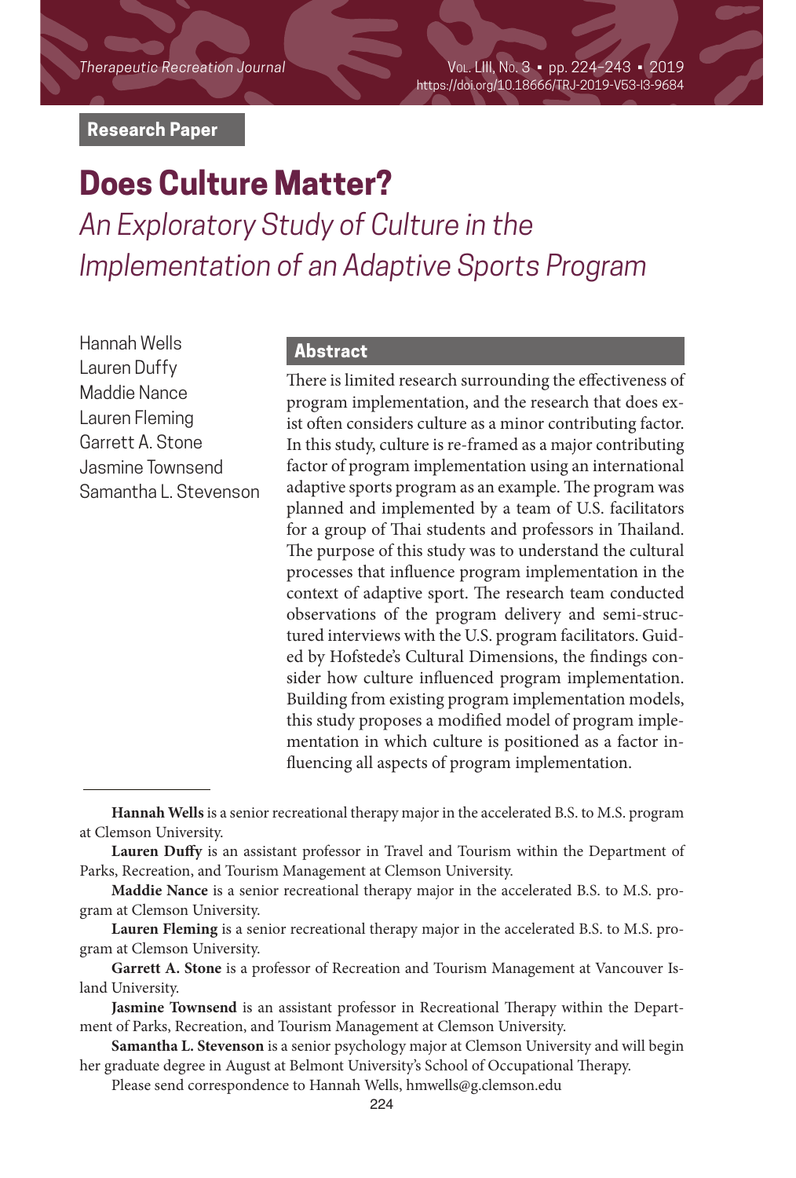Research Paper

# Does Culture Matter?

## *An Exploratory Study of Culture in the Implementation of an Adaptive Sports Program*

Hannah Wells
Lauren Duffy
Maddie Nance
Lauren Fleming
Garrett A. Stone
Jasmine Townsend
Samantha L. Stevenson

### Abstract

There is limited research surrounding the effectiveness of program implementation, and the research that does exist often considers culture as a minor contributing factor. In this study, culture is re-framed as a major contributing factor of program implementation using an international adaptive sports program as an example. The program was planned and implemented by a team of U.S. facilitators for a group of Thai students and professors in Thailand. The purpose of this study was to understand the cultural processes that influence program implementation in the context of adaptive sport. The research team conducted observations of the program delivery and semi-structured interviews with the U.S. program facilitators. Guided by Hofstede's Cultural Dimensions, the findings consider how culture influenced program implementation. Building from existing program implementation models, this study proposes a modified model of program implementation in which culture is positioned as a factor influencing all aspects of program implementation.

---

**Hannah Wells** is a senior recreational therapy major in the accelerated B.S. to M.S. program at Clemson University.

**Lauren Duffy** is an assistant professor in Travel and Tourism within the Department of Parks, Recreation, and Tourism Management at Clemson University.

**Maddie Nance** is a senior recreational therapy major in the accelerated B.S. to M.S. program at Clemson University.

**Lauren Fleming** is a senior recreational therapy major in the accelerated B.S. to M.S. program at Clemson University.

**Garrett A. Stone** is a professor of Recreation and Tourism Management at Vancouver Island University.

**Jasmine Townsend** is an assistant professor in Recreational Therapy within the Department of Parks, Recreation, and Tourism Management at Clemson University.

**Samantha L. Stevenson** is a senior psychology major at Clemson University and will begin her graduate degree in August at Belmont University's School of Occupational Therapy.

Please send correspondence to Hannah Wells, hmwells@g.clemson.edu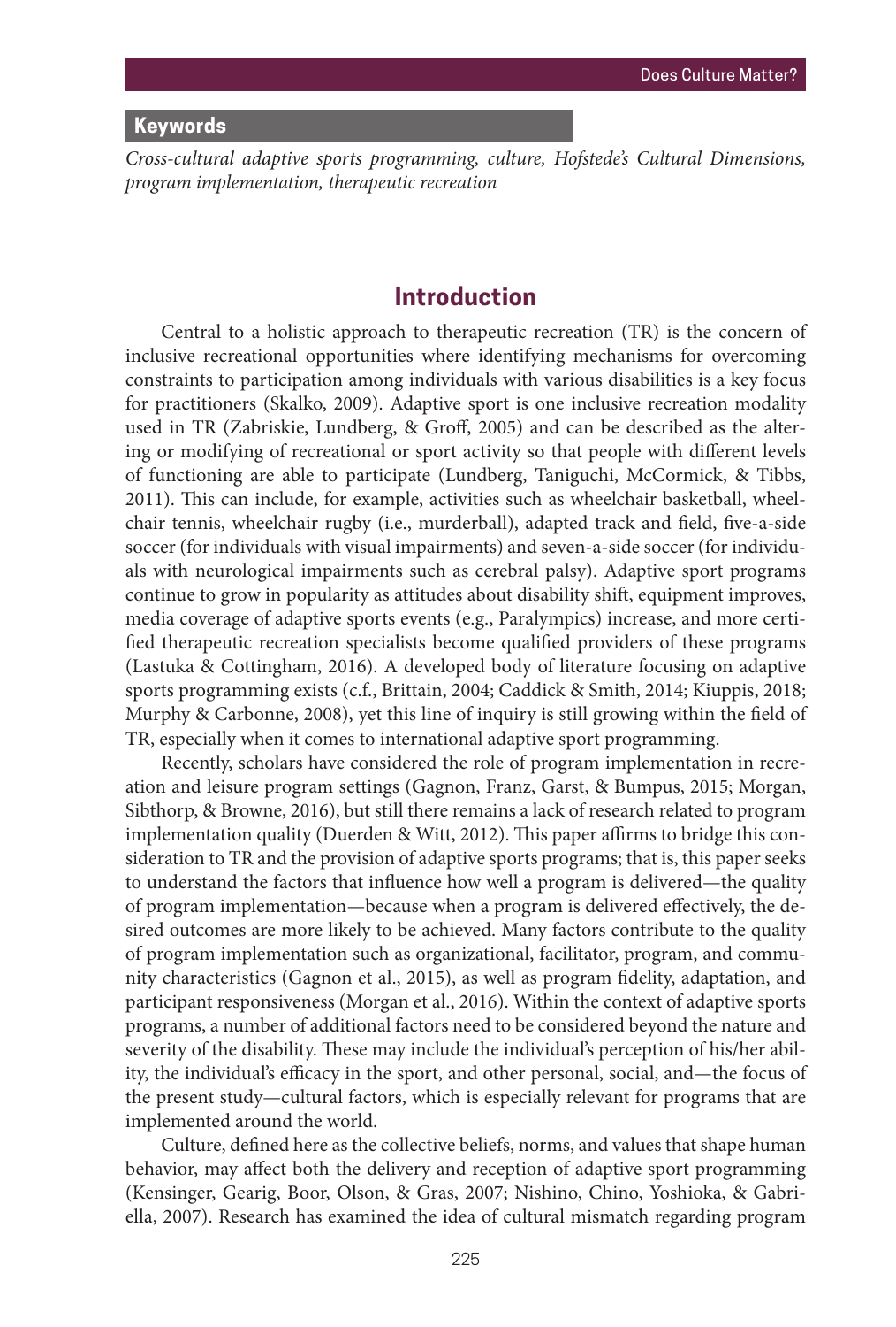## Keywords

*Cross-cultural adaptive sports programming, culture, Hofstede's Cultural Dimensions, program implementation, therapeutic recreation*

## Introduction

Central to a holistic approach to therapeutic recreation (TR) is the concern of inclusive recreational opportunities where identifying mechanisms for overcoming constraints to participation among individuals with various disabilities is a key focus for practitioners (Skalko, 2009). Adaptive sport is one inclusive recreation modality used in TR (Zabriskie, Lundberg, & Groff, 2005) and can be described as the altering or modifying of recreational or sport activity so that people with different levels of functioning are able to participate (Lundberg, Taniguchi, McCormick, & Tibbs, 2011). This can include, for example, activities such as wheelchair basketball, wheelchair tennis, wheelchair rugby (i.e., murderball), adapted track and field, five-a-side soccer (for individuals with visual impairments) and seven-a-side soccer (for individuals with neurological impairments such as cerebral palsy). Adaptive sport programs continue to grow in popularity as attitudes about disability shift, equipment improves, media coverage of adaptive sports events (e.g., Paralympics) increase, and more certified therapeutic recreation specialists become qualified providers of these programs (Lastuka & Cottingham, 2016). A developed body of literature focusing on adaptive sports programming exists (c.f., Brittain, 2004; Caddick & Smith, 2014; Kiuppis, 2018; Murphy & Carbonne, 2008), yet this line of inquiry is still growing within the field of TR, especially when it comes to international adaptive sport programming.

Recently, scholars have considered the role of program implementation in recreation and leisure program settings (Gagnon, Franz, Garst, & Bumpus, 2015; Morgan, Sibthorp, & Browne, 2016), but still there remains a lack of research related to program implementation quality (Duerden & Witt, 2012). This paper affirms to bridge this consideration to TR and the provision of adaptive sports programs; that is, this paper seeks to understand the factors that influence how well a program is delivered—the quality of program implementation—because when a program is delivered effectively, the desired outcomes are more likely to be achieved. Many factors contribute to the quality of program implementation such as organizational, facilitator, program, and community characteristics (Gagnon et al., 2015), as well as program fidelity, adaptation, and participant responsiveness (Morgan et al., 2016). Within the context of adaptive sports programs, a number of additional factors need to be considered beyond the nature and severity of the disability. These may include the individual's perception of his/her ability, the individual's efficacy in the sport, and other personal, social, and—the focus of the present study—cultural factors, which is especially relevant for programs that are implemented around the world.

Culture, defined here as the collective beliefs, norms, and values that shape human behavior, may affect both the delivery and reception of adaptive sport programming (Kensinger, Gearig, Boor, Olson, & Gras, 2007; Nishino, Chino, Yoshioka, & Gabriella, 2007). Research has examined the idea of cultural mismatch regarding program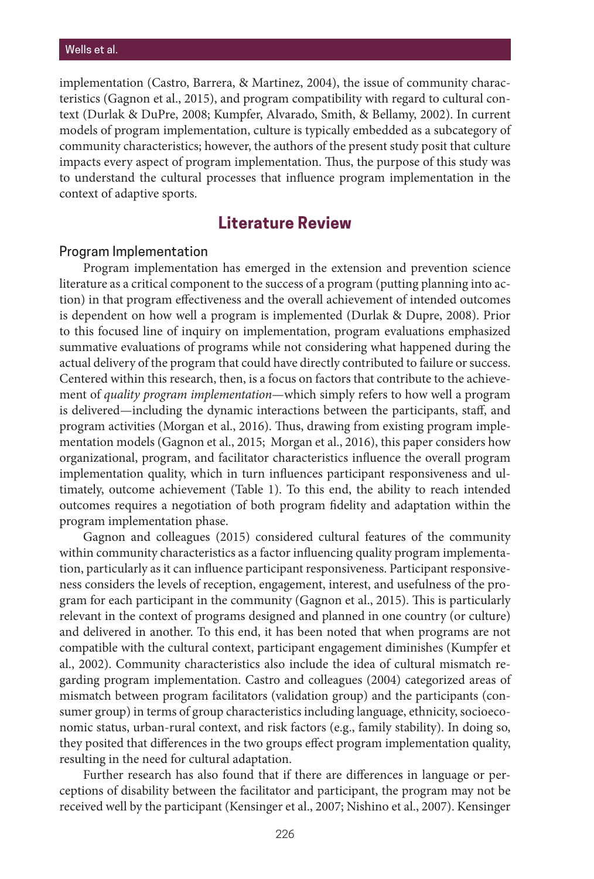implementation (Castro, Barrera, & Martinez, 2004), the issue of community characteristics (Gagnon et al., 2015), and program compatibility with regard to cultural context (Durlak & DuPre, 2008; Kumpfer, Alvarado, Smith, & Bellamy, 2002). In current models of program implementation, culture is typically embedded as a subcategory of community characteristics; however, the authors of the present study posit that culture impacts every aspect of program implementation. Thus, the purpose of this study was to understand the cultural processes that influence program implementation in the context of adaptive sports.

## Literature Review

### Program Implementation

Program implementation has emerged in the extension and prevention science literature as a critical component to the success of a program (putting planning into action) in that program effectiveness and the overall achievement of intended outcomes is dependent on how well a program is implemented (Durlak & Dupre, 2008). Prior to this focused line of inquiry on implementation, program evaluations emphasized summative evaluations of programs while not considering what happened during the actual delivery of the program that could have directly contributed to failure or success. Centered within this research, then, is a focus on factors that contribute to the achievement of *quality program implementation*—which simply refers to how well a program is delivered—including the dynamic interactions between the participants, staff, and program activities (Morgan et al., 2016). Thus, drawing from existing program implementation models (Gagnon et al., 2015; Morgan et al., 2016), this paper considers how organizational, program, and facilitator characteristics influence the overall program implementation quality, which in turn influences participant responsiveness and ultimately, outcome achievement (Table 1). To this end, the ability to reach intended outcomes requires a negotiation of both program fidelity and adaptation within the program implementation phase.

Gagnon and colleagues (2015) considered cultural features of the community within community characteristics as a factor influencing quality program implementation, particularly as it can influence participant responsiveness. Participant responsiveness considers the levels of reception, engagement, interest, and usefulness of the program for each participant in the community (Gagnon et al., 2015). This is particularly relevant in the context of programs designed and planned in one country (or culture) and delivered in another. To this end, it has been noted that when programs are not compatible with the cultural context, participant engagement diminishes (Kumpfer et al., 2002). Community characteristics also include the idea of cultural mismatch regarding program implementation. Castro and colleagues (2004) categorized areas of mismatch between program facilitators (validation group) and the participants (consumer group) in terms of group characteristics including language, ethnicity, socioeconomic status, urban-rural context, and risk factors (e.g., family stability). In doing so, they posited that differences in the two groups effect program implementation quality, resulting in the need for cultural adaptation.

Further research has also found that if there are differences in language or perceptions of disability between the facilitator and participant, the program may not be received well by the participant (Kensinger et al., 2007; Nishino et al., 2007). Kensinger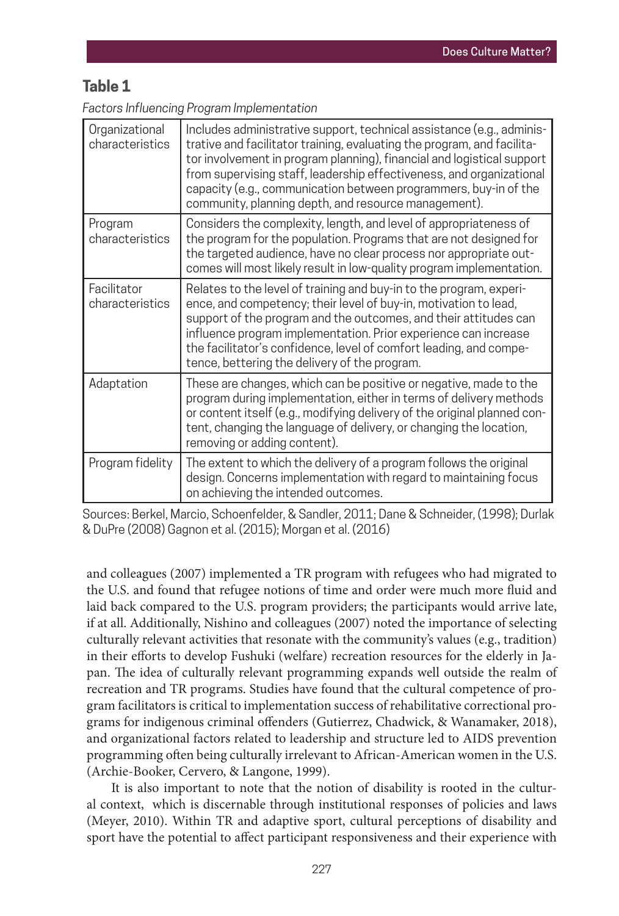## Table 1

*Factors Influencing Program Implementation*

| | |
|---|---|
| Organizational characteristics | Includes administrative support, technical assistance (e.g., administrative and facilitator training, evaluating the program, and facilitator involvement in program planning), financial and logistical support from supervising staff, leadership effectiveness, and organizational capacity (e.g., communication between programmers, buy-in of the community, planning depth, and resource management). |
| Program characteristics | Considers the complexity, length, and level of appropriateness of the program for the population. Programs that are not designed for the targeted audience, have no clear process nor appropriate outcomes will most likely result in low-quality program implementation. |
| Facilitator characteristics | Relates to the level of training and buy-in to the program, experience, and competency; their level of buy-in, motivation to lead, support of the program and the outcomes, and their attitudes can influence program implementation. Prior experience can increase the facilitator's confidence, level of comfort leading, and competence, bettering the delivery of the program. |
| Adaptation | These are changes, which can be positive or negative, made to the program during implementation, either in terms of delivery methods or content itself (e.g., modifying delivery of the original planned content, changing the language of delivery, or changing the location, removing or adding content). |
| Program fidelity | The extent to which the delivery of a program follows the original design. Concerns implementation with regard to maintaining focus on achieving the intended outcomes. |

Sources: Berkel, Marcio, Schoenfelder, & Sandler, 2011; Dane & Schneider, (1998); Durlak & DuPre (2008) Gagnon et al. (2015); Morgan et al. (2016)

and colleagues (2007) implemented a TR program with refugees who had migrated to the U.S. and found that refugee notions of time and order were much more fluid and laid back compared to the U.S. program providers; the participants would arrive late, if at all. Additionally, Nishino and colleagues (2007) noted the importance of selecting culturally relevant activities that resonate with the community's values (e.g., tradition) in their efforts to develop Fushuki (welfare) recreation resources for the elderly in Japan. The idea of culturally relevant programming expands well outside the realm of recreation and TR programs. Studies have found that the cultural competence of program facilitators is critical to implementation success of rehabilitative correctional programs for indigenous criminal offenders (Gutierrez, Chadwick, & Wanamaker, 2018), and organizational factors related to leadership and structure led to AIDS prevention programming often being culturally irrelevant to African-American women in the U.S. (Archie-Booker, Cervero, & Langone, 1999).

It is also important to note that the notion of disability is rooted in the cultural context, which is discernable through institutional responses of policies and laws (Meyer, 2010). Within TR and adaptive sport, cultural perceptions of disability and sport have the potential to affect participant responsiveness and their experience with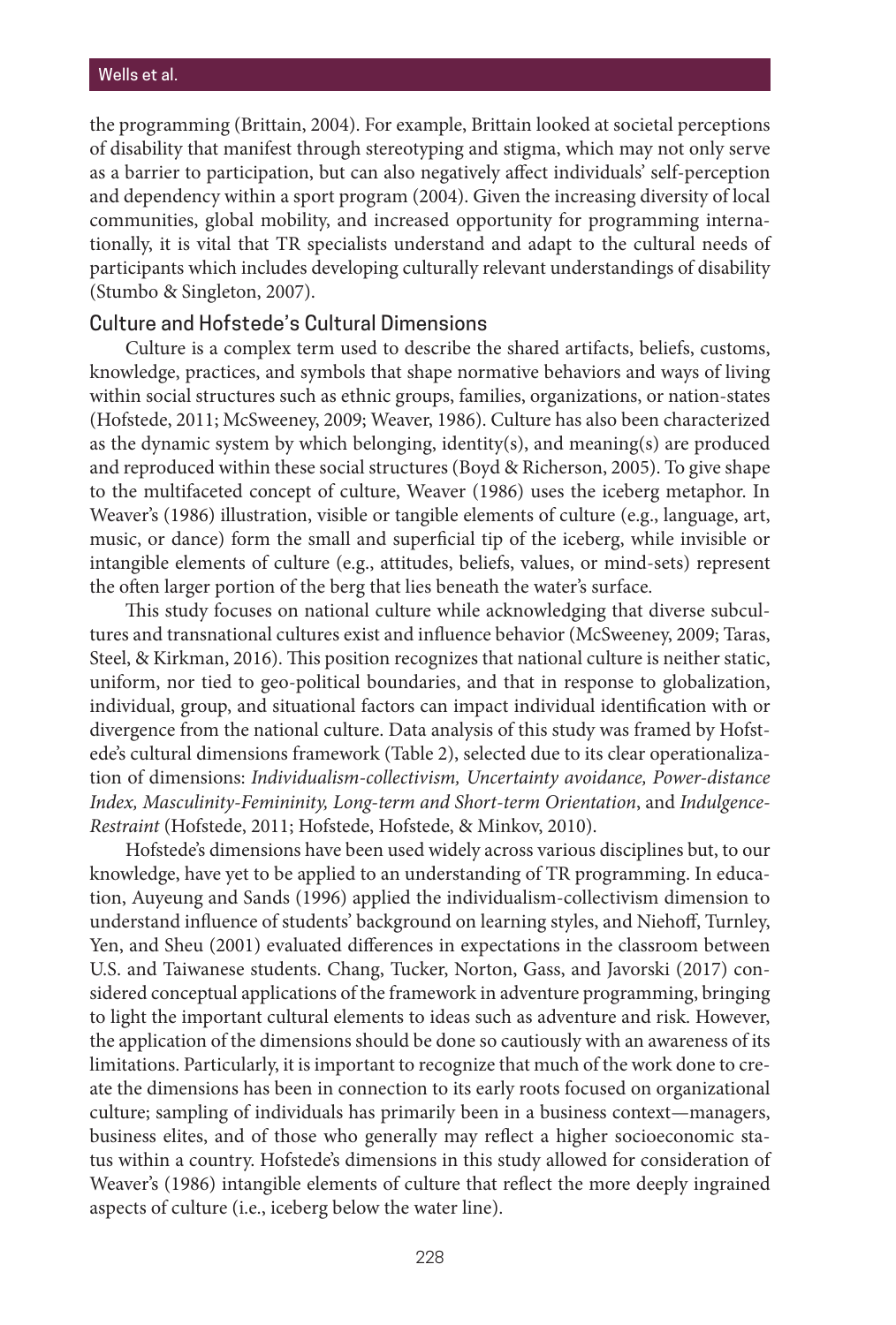the programming (Brittain, 2004). For example, Brittain looked at societal perceptions of disability that manifest through stereotyping and stigma, which may not only serve as a barrier to participation, but can also negatively affect individuals' self-perception and dependency within a sport program (2004). Given the increasing diversity of local communities, global mobility, and increased opportunity for programming internationally, it is vital that TR specialists understand and adapt to the cultural needs of participants which includes developing culturally relevant understandings of disability (Stumbo & Singleton, 2007).

## Culture and Hofstede's Cultural Dimensions

Culture is a complex term used to describe the shared artifacts, beliefs, customs, knowledge, practices, and symbols that shape normative behaviors and ways of living within social structures such as ethnic groups, families, organizations, or nation-states (Hofstede, 2011; McSweeney, 2009; Weaver, 1986). Culture has also been characterized as the dynamic system by which belonging, identity(s), and meaning(s) are produced and reproduced within these social structures (Boyd & Richerson, 2005). To give shape to the multifaceted concept of culture, Weaver (1986) uses the iceberg metaphor. In Weaver's (1986) illustration, visible or tangible elements of culture (e.g., language, art, music, or dance) form the small and superficial tip of the iceberg, while invisible or intangible elements of culture (e.g., attitudes, beliefs, values, or mind-sets) represent the often larger portion of the berg that lies beneath the water's surface.

This study focuses on national culture while acknowledging that diverse subcultures and transnational cultures exist and influence behavior (McSweeney, 2009; Taras, Steel, & Kirkman, 2016). This position recognizes that national culture is neither static, uniform, nor tied to geo-political boundaries, and that in response to globalization, individual, group, and situational factors can impact individual identification with or divergence from the national culture. Data analysis of this study was framed by Hofstede's cultural dimensions framework (Table 2), selected due to its clear operationalization of dimensions: *Individualism-collectivism, Uncertainty avoidance, Power-distance Index, Masculinity-Femininity, Long-term and Short-term Orientation*, and *Indulgence-Restraint* (Hofstede, 2011; Hofstede, Hofstede, & Minkov, 2010).

Hofstede's dimensions have been used widely across various disciplines but, to our knowledge, have yet to be applied to an understanding of TR programming. In education, Auyeung and Sands (1996) applied the individualism-collectivism dimension to understand influence of students' background on learning styles, and Niehoff, Turnley, Yen, and Sheu (2001) evaluated differences in expectations in the classroom between U.S. and Taiwanese students. Chang, Tucker, Norton, Gass, and Javorski (2017) considered conceptual applications of the framework in adventure programming, bringing to light the important cultural elements to ideas such as adventure and risk. However, the application of the dimensions should be done so cautiously with an awareness of its limitations. Particularly, it is important to recognize that much of the work done to create the dimensions has been in connection to its early roots focused on organizational culture; sampling of individuals has primarily been in a business context—managers, business elites, and of those who generally may reflect a higher socioeconomic status within a country. Hofstede's dimensions in this study allowed for consideration of Weaver's (1986) intangible elements of culture that reflect the more deeply ingrained aspects of culture (i.e., iceberg below the water line).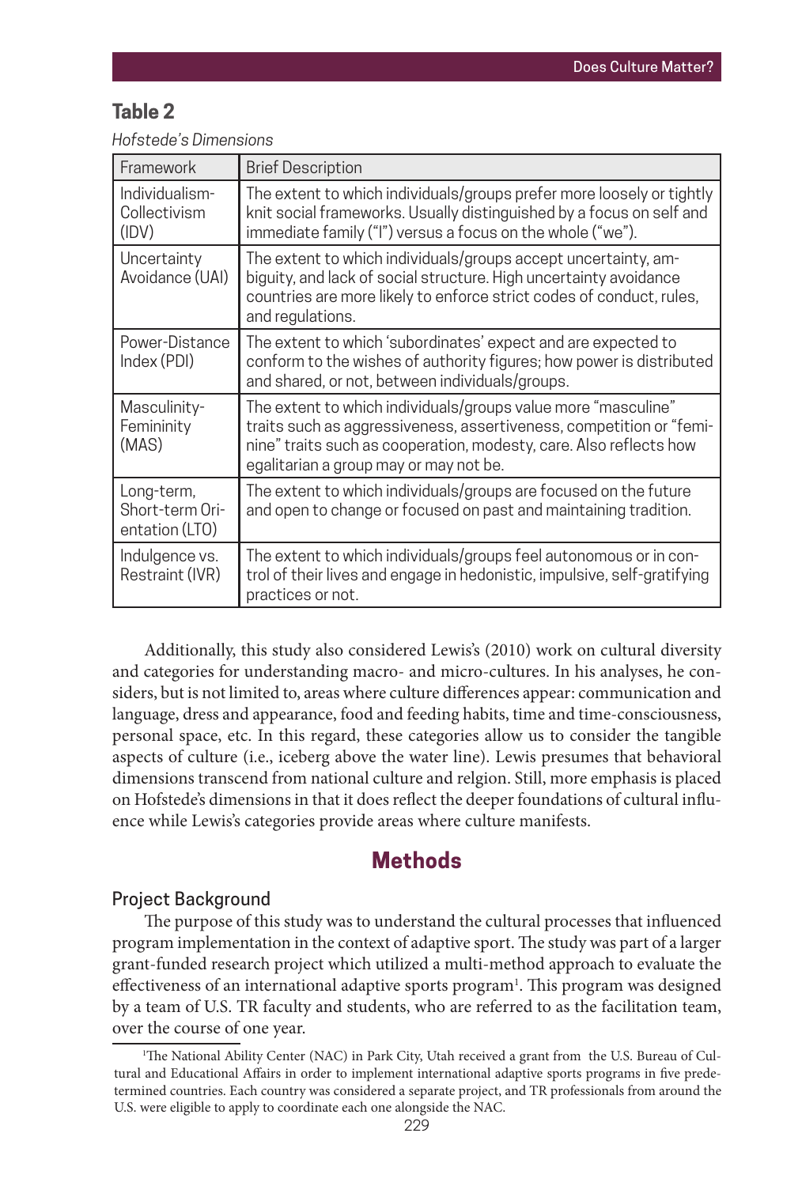**Table 2**

*Hofstede's Dimensions*

| Framework | Brief Description |
|---|---|
| Individualism-Collectivism (IDV) | The extent to which individuals/groups prefer more loosely or tightly knit social frameworks. Usually distinguished by a focus on self and immediate family ("I") versus a focus on the whole ("we"). |
| Uncertainty Avoidance (UAI) | The extent to which individuals/groups accept uncertainty, ambiguity, and lack of social structure. High uncertainty avoidance countries are more likely to enforce strict codes of conduct, rules, and regulations. |
| Power-Distance Index (PDI) | The extent to which 'subordinates' expect and are expected to conform to the wishes of authority figures; how power is distributed and shared, or not, between individuals/groups. |
| Masculinity-Femininity (MAS) | The extent to which individuals/groups value more "masculine" traits such as aggressiveness, assertiveness, competition or "feminine" traits such as cooperation, modesty, care. Also reflects how egalitarian a group may or may not be. |
| Long-term, Short-term Orientation (LTO) | The extent to which individuals/groups are focused on the future and open to change or focused on past and maintaining tradition. |
| Indulgence vs. Restraint (IVR) | The extent to which individuals/groups feel autonomous or in control of their lives and engage in hedonistic, impulsive, self-gratifying practices or not. |

Additionally, this study also considered Lewis's (2010) work on cultural diversity and categories for understanding macro- and micro-cultures. In his analyses, he considers, but is not limited to, areas where culture differences appear: communication and language, dress and appearance, food and feeding habits, time and time-consciousness, personal space, etc. In this regard, these categories allow us to consider the tangible aspects of culture (i.e., iceberg above the water line). Lewis presumes that behavioral dimensions transcend from national culture and relgion. Still, more emphasis is placed on Hofstede's dimensions in that it does reflect the deeper foundations of cultural influence while Lewis's categories provide areas where culture manifests.

## Methods

### Project Background

The purpose of this study was to understand the cultural processes that influenced program implementation in the context of adaptive sport. The study was part of a larger grant-funded research project which utilized a multi-method approach to evaluate the effectiveness of an international adaptive sports program[1]. This program was designed by a team of U.S. TR faculty and students, who are referred to as the facilitation team, over the course of one year.

[1]The National Ability Center (NAC) in Park City, Utah received a grant from the U.S. Bureau of Cultural and Educational Affairs in order to implement international adaptive sports programs in five predetermined countries. Each country was considered a separate project, and TR professionals from around the U.S. were eligible to apply to coordinate each one alongside the NAC.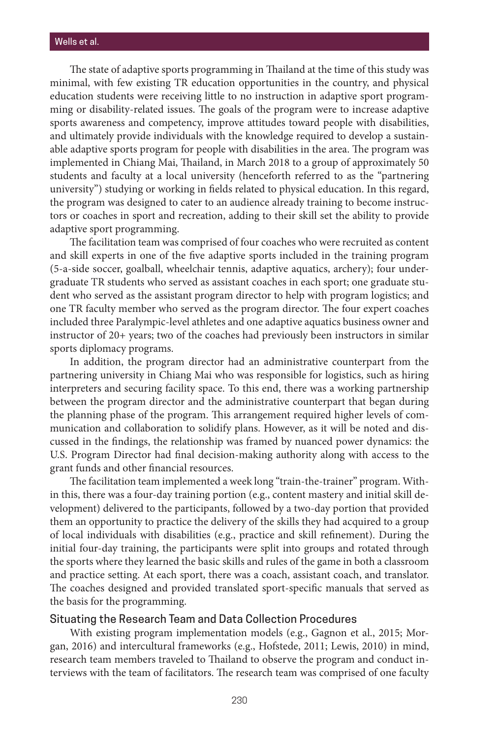The state of adaptive sports programming in Thailand at the time of this study was minimal, with few existing TR education opportunities in the country, and physical education students were receiving little to no instruction in adaptive sport programming or disability-related issues. The goals of the program were to increase adaptive sports awareness and competency, improve attitudes toward people with disabilities, and ultimately provide individuals with the knowledge required to develop a sustainable adaptive sports program for people with disabilities in the area. The program was implemented in Chiang Mai, Thailand, in March 2018 to a group of approximately 50 students and faculty at a local university (henceforth referred to as the "partnering university") studying or working in fields related to physical education. In this regard, the program was designed to cater to an audience already training to become instructors or coaches in sport and recreation, adding to their skill set the ability to provide adaptive sport programming.

The facilitation team was comprised of four coaches who were recruited as content and skill experts in one of the five adaptive sports included in the training program (5-a-side soccer, goalball, wheelchair tennis, adaptive aquatics, archery); four undergraduate TR students who served as assistant coaches in each sport; one graduate student who served as the assistant program director to help with program logistics; and one TR faculty member who served as the program director. The four expert coaches included three Paralympic-level athletes and one adaptive aquatics business owner and instructor of 20+ years; two of the coaches had previously been instructors in similar sports diplomacy programs.

In addition, the program director had an administrative counterpart from the partnering university in Chiang Mai who was responsible for logistics, such as hiring interpreters and securing facility space. To this end, there was a working partnership between the program director and the administrative counterpart that began during the planning phase of the program. This arrangement required higher levels of communication and collaboration to solidify plans. However, as it will be noted and discussed in the findings, the relationship was framed by nuanced power dynamics: the U.S. Program Director had final decision-making authority along with access to the grant funds and other financial resources.

The facilitation team implemented a week long "train-the-trainer" program. Within this, there was a four-day training portion (e.g., content mastery and initial skill development) delivered to the participants, followed by a two-day portion that provided them an opportunity to practice the delivery of the skills they had acquired to a group of local individuals with disabilities (e.g., practice and skill refinement). During the initial four-day training, the participants were split into groups and rotated through the sports where they learned the basic skills and rules of the game in both a classroom and practice setting. At each sport, there was a coach, assistant coach, and translator. The coaches designed and provided translated sport-specific manuals that served as the basis for the programming.

## Situating the Research Team and Data Collection Procedures

With existing program implementation models (e.g., Gagnon et al., 2015; Morgan, 2016) and intercultural frameworks (e.g., Hofstede, 2011; Lewis, 2010) in mind, research team members traveled to Thailand to observe the program and conduct interviews with the team of facilitators. The research team was comprised of one faculty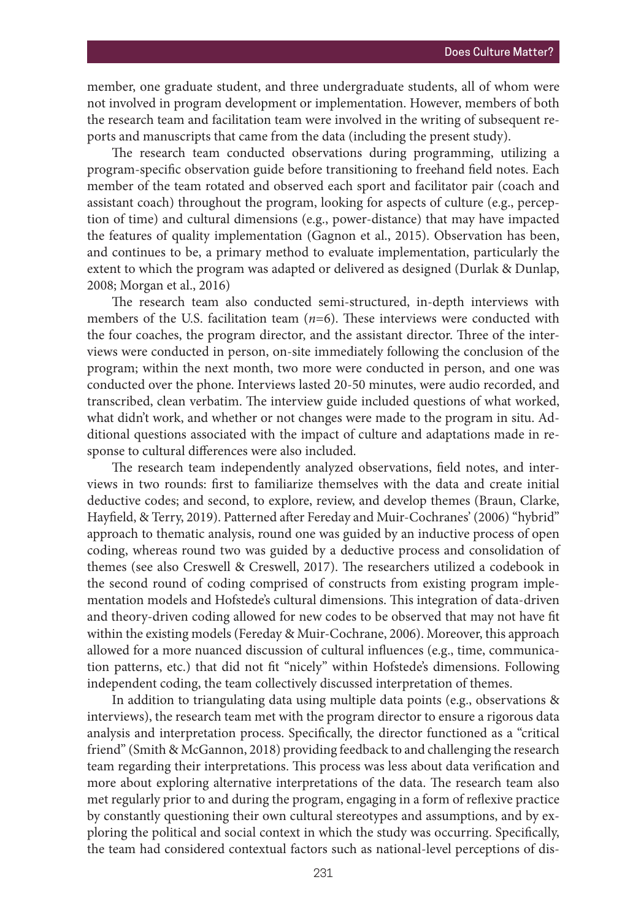member, one graduate student, and three undergraduate students, all of whom were not involved in program development or implementation. However, members of both the research team and facilitation team were involved in the writing of subsequent reports and manuscripts that came from the data (including the present study).

The research team conducted observations during programming, utilizing a program-specific observation guide before transitioning to freehand field notes. Each member of the team rotated and observed each sport and facilitator pair (coach and assistant coach) throughout the program, looking for aspects of culture (e.g., perception of time) and cultural dimensions (e.g., power-distance) that may have impacted the features of quality implementation (Gagnon et al., 2015). Observation has been, and continues to be, a primary method to evaluate implementation, particularly the extent to which the program was adapted or delivered as designed (Durlak & Dunlap, 2008; Morgan et al., 2016)

The research team also conducted semi-structured, in-depth interviews with members of the U.S. facilitation team (*n*=6). These interviews were conducted with the four coaches, the program director, and the assistant director. Three of the interviews were conducted in person, on-site immediately following the conclusion of the program; within the next month, two more were conducted in person, and one was conducted over the phone. Interviews lasted 20-50 minutes, were audio recorded, and transcribed, clean verbatim. The interview guide included questions of what worked, what didn't work, and whether or not changes were made to the program in situ. Additional questions associated with the impact of culture and adaptations made in response to cultural differences were also included.

The research team independently analyzed observations, field notes, and interviews in two rounds: first to familiarize themselves with the data and create initial deductive codes; and second, to explore, review, and develop themes (Braun, Clarke, Hayfield, & Terry, 2019). Patterned after Fereday and Muir-Cochranes' (2006) "hybrid" approach to thematic analysis, round one was guided by an inductive process of open coding, whereas round two was guided by a deductive process and consolidation of themes (see also Creswell & Creswell, 2017). The researchers utilized a codebook in the second round of coding comprised of constructs from existing program implementation models and Hofstede's cultural dimensions. This integration of data-driven and theory-driven coding allowed for new codes to be observed that may not have fit within the existing models (Fereday & Muir-Cochrane, 2006). Moreover, this approach allowed for a more nuanced discussion of cultural influences (e.g., time, communication patterns, etc.) that did not fit "nicely" within Hofstede's dimensions. Following independent coding, the team collectively discussed interpretation of themes.

In addition to triangulating data using multiple data points (e.g., observations & interviews), the research team met with the program director to ensure a rigorous data analysis and interpretation process. Specifically, the director functioned as a "critical friend" (Smith & McGannon, 2018) providing feedback to and challenging the research team regarding their interpretations. This process was less about data verification and more about exploring alternative interpretations of the data. The research team also met regularly prior to and during the program, engaging in a form of reflexive practice by constantly questioning their own cultural stereotypes and assumptions, and by exploring the political and social context in which the study was occurring. Specifically, the team had considered contextual factors such as national-level perceptions of dis-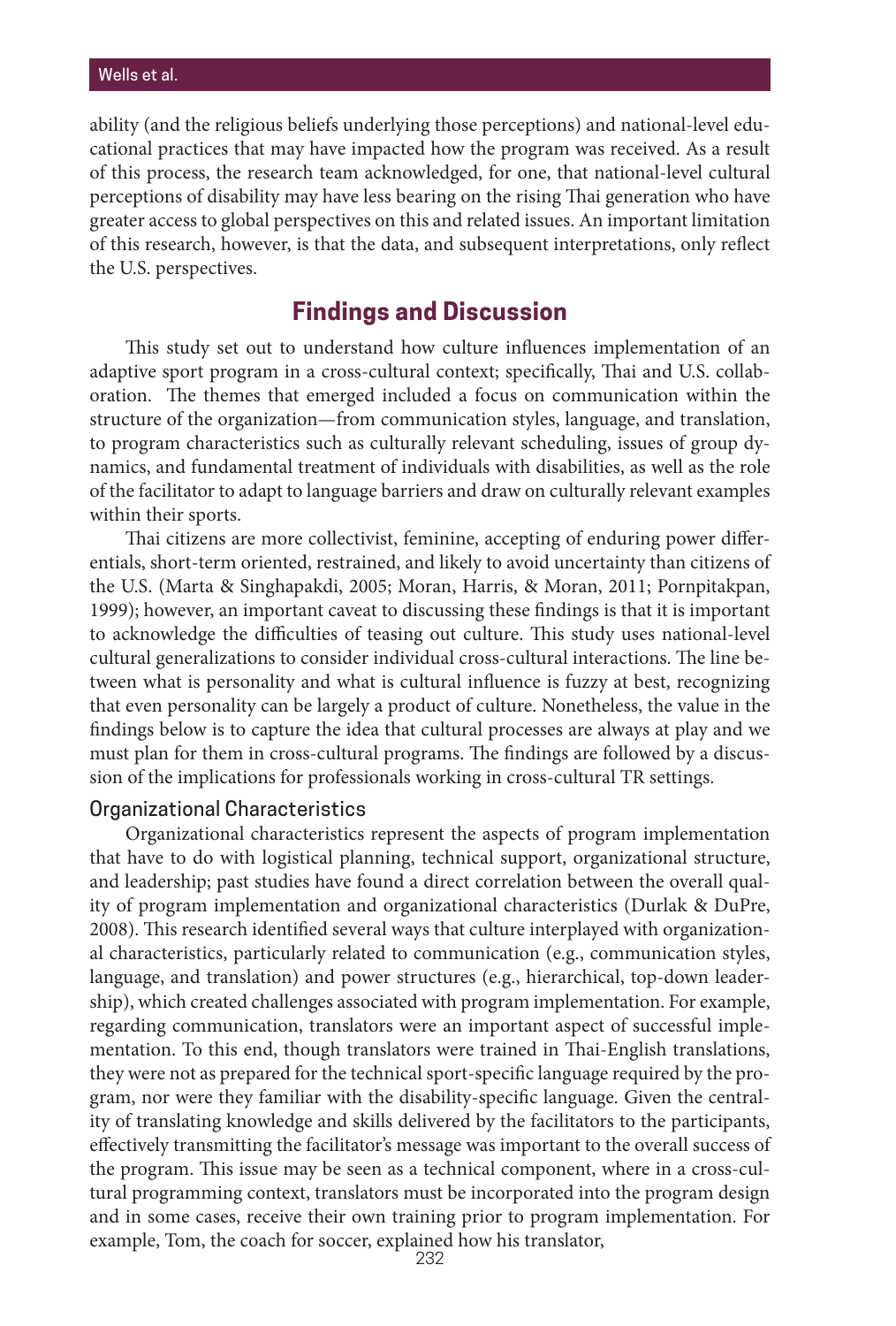ability (and the religious beliefs underlying those perceptions) and national-level educational practices that may have impacted how the program was received. As a result of this process, the research team acknowledged, for one, that national-level cultural perceptions of disability may have less bearing on the rising Thai generation who have greater access to global perspectives on this and related issues. An important limitation of this research, however, is that the data, and subsequent interpretations, only reflect the U.S. perspectives.

## Findings and Discussion

This study set out to understand how culture influences implementation of an adaptive sport program in a cross-cultural context; specifically, Thai and U.S. collaboration. The themes that emerged included a focus on communication within the structure of the organization—from communication styles, language, and translation, to program characteristics such as culturally relevant scheduling, issues of group dynamics, and fundamental treatment of individuals with disabilities, as well as the role of the facilitator to adapt to language barriers and draw on culturally relevant examples within their sports.

Thai citizens are more collectivist, feminine, accepting of enduring power differentials, short-term oriented, restrained, and likely to avoid uncertainty than citizens of the U.S. (Marta & Singhapakdi, 2005; Moran, Harris, & Moran, 2011; Pornpitakpan, 1999); however, an important caveat to discussing these findings is that it is important to acknowledge the difficulties of teasing out culture. This study uses national-level cultural generalizations to consider individual cross-cultural interactions. The line between what is personality and what is cultural influence is fuzzy at best, recognizing that even personality can be largely a product of culture. Nonetheless, the value in the findings below is to capture the idea that cultural processes are always at play and we must plan for them in cross-cultural programs. The findings are followed by a discussion of the implications for professionals working in cross-cultural TR settings.

### Organizational Characteristics

Organizational characteristics represent the aspects of program implementation that have to do with logistical planning, technical support, organizational structure, and leadership; past studies have found a direct correlation between the overall quality of program implementation and organizational characteristics (Durlak & DuPre, 2008). This research identified several ways that culture interplayed with organizational characteristics, particularly related to communication (e.g., communication styles, language, and translation) and power structures (e.g., hierarchical, top-down leadership), which created challenges associated with program implementation. For example, regarding communication, translators were an important aspect of successful implementation. To this end, though translators were trained in Thai-English translations, they were not as prepared for the technical sport-specific language required by the program, nor were they familiar with the disability-specific language. Given the centrality of translating knowledge and skills delivered by the facilitators to the participants, effectively transmitting the facilitator's message was important to the overall success of the program. This issue may be seen as a technical component, where in a cross-cultural programming context, translators must be incorporated into the program design and in some cases, receive their own training prior to program implementation. For example, Tom, the coach for soccer, explained how his translator,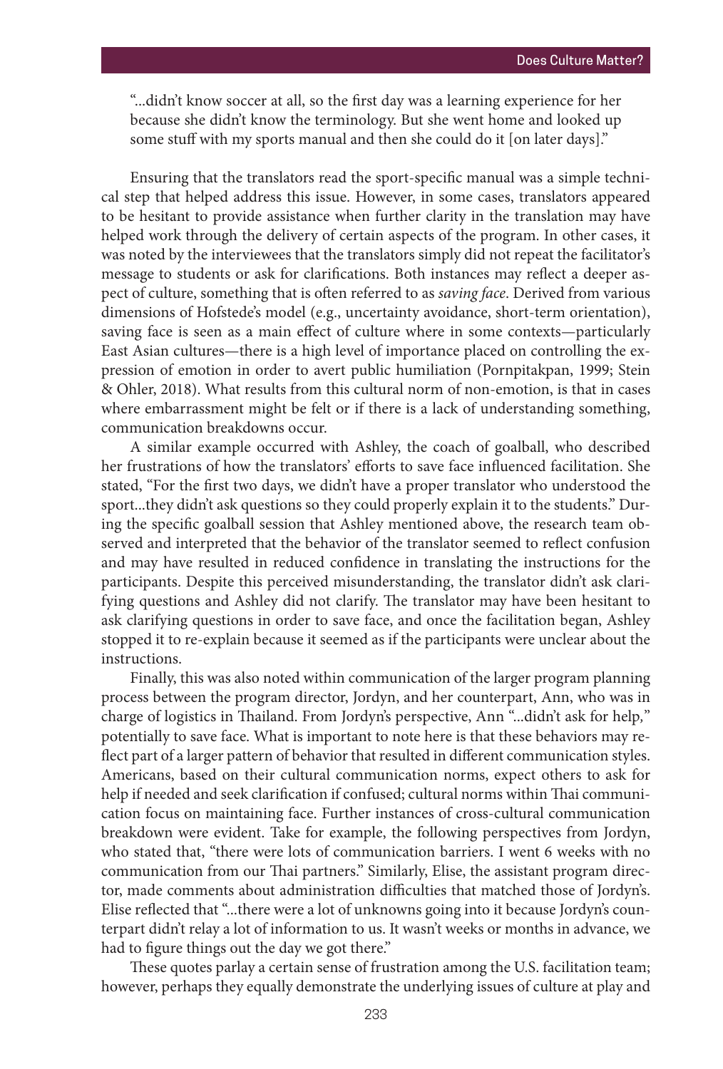"...didn't know soccer at all, so the first day was a learning experience for her because she didn't know the terminology. But she went home and looked up some stuff with my sports manual and then she could do it [on later days]."

Ensuring that the translators read the sport-specific manual was a simple technical step that helped address this issue. However, in some cases, translators appeared to be hesitant to provide assistance when further clarity in the translation may have helped work through the delivery of certain aspects of the program. In other cases, it was noted by the interviewees that the translators simply did not repeat the facilitator's message to students or ask for clarifications. Both instances may reflect a deeper aspect of culture, something that is often referred to as *saving face*. Derived from various dimensions of Hofstede's model (e.g., uncertainty avoidance, short-term orientation), saving face is seen as a main effect of culture where in some contexts—particularly East Asian cultures—there is a high level of importance placed on controlling the expression of emotion in order to avert public humiliation (Pornpitakpan, 1999; Stein & Ohler, 2018). What results from this cultural norm of non-emotion, is that in cases where embarrassment might be felt or if there is a lack of understanding something, communication breakdowns occur.

A similar example occurred with Ashley, the coach of goalball, who described her frustrations of how the translators' efforts to save face influenced facilitation. She stated, "For the first two days, we didn't have a proper translator who understood the sport...they didn't ask questions so they could properly explain it to the students." During the specific goalball session that Ashley mentioned above, the research team observed and interpreted that the behavior of the translator seemed to reflect confusion and may have resulted in reduced confidence in translating the instructions for the participants. Despite this perceived misunderstanding, the translator didn't ask clarifying questions and Ashley did not clarify. The translator may have been hesitant to ask clarifying questions in order to save face, and once the facilitation began, Ashley stopped it to re-explain because it seemed as if the participants were unclear about the instructions.

Finally, this was also noted within communication of the larger program planning process between the program director, Jordyn, and her counterpart, Ann, who was in charge of logistics in Thailand. From Jordyn's perspective, Ann "...didn't ask for help," potentially to save face. What is important to note here is that these behaviors may reflect part of a larger pattern of behavior that resulted in different communication styles. Americans, based on their cultural communication norms, expect others to ask for help if needed and seek clarification if confused; cultural norms within Thai communication focus on maintaining face. Further instances of cross-cultural communication breakdown were evident. Take for example, the following perspectives from Jordyn, who stated that, "there were lots of communication barriers. I went 6 weeks with no communication from our Thai partners." Similarly, Elise, the assistant program director, made comments about administration difficulties that matched those of Jordyn's. Elise reflected that "...there were a lot of unknowns going into it because Jordyn's counterpart didn't relay a lot of information to us. It wasn't weeks or months in advance, we had to figure things out the day we got there."

These quotes parlay a certain sense of frustration among the U.S. facilitation team; however, perhaps they equally demonstrate the underlying issues of culture at play and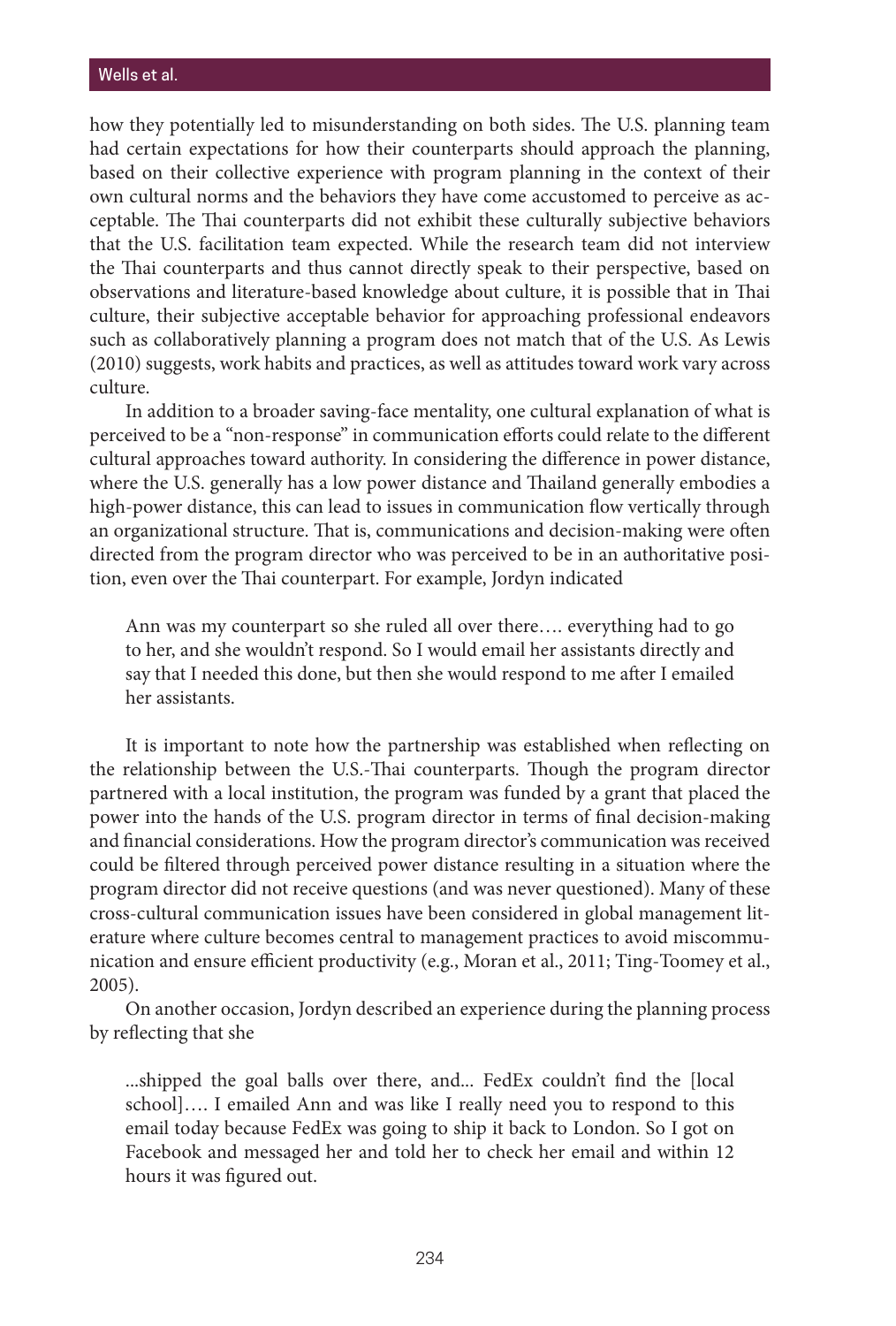how they potentially led to misunderstanding on both sides. The U.S. planning team had certain expectations for how their counterparts should approach the planning, based on their collective experience with program planning in the context of their own cultural norms and the behaviors they have come accustomed to perceive as acceptable. The Thai counterparts did not exhibit these culturally subjective behaviors that the U.S. facilitation team expected. While the research team did not interview the Thai counterparts and thus cannot directly speak to their perspective, based on observations and literature-based knowledge about culture, it is possible that in Thai culture, their subjective acceptable behavior for approaching professional endeavors such as collaboratively planning a program does not match that of the U.S. As Lewis (2010) suggests, work habits and practices, as well as attitudes toward work vary across culture.

In addition to a broader saving-face mentality, one cultural explanation of what is perceived to be a "non-response" in communication efforts could relate to the different cultural approaches toward authority. In considering the difference in power distance, where the U.S. generally has a low power distance and Thailand generally embodies a high-power distance, this can lead to issues in communication flow vertically through an organizational structure. That is, communications and decision-making were often directed from the program director who was perceived to be in an authoritative position, even over the Thai counterpart. For example, Jordyn indicated

> Ann was my counterpart so she ruled all over there…. everything had to go to her, and she wouldn't respond. So I would email her assistants directly and say that I needed this done, but then she would respond to me after I emailed her assistants.

It is important to note how the partnership was established when reflecting on the relationship between the U.S.-Thai counterparts. Though the program director partnered with a local institution, the program was funded by a grant that placed the power into the hands of the U.S. program director in terms of final decision-making and financial considerations. How the program director's communication was received could be filtered through perceived power distance resulting in a situation where the program director did not receive questions (and was never questioned). Many of these cross-cultural communication issues have been considered in global management literature where culture becomes central to management practices to avoid miscommunication and ensure efficient productivity (e.g., Moran et al., 2011; Ting-Toomey et al., 2005).

On another occasion, Jordyn described an experience during the planning process by reflecting that she

> ...shipped the goal balls over there, and... FedEx couldn't find the [local school]…. I emailed Ann and was like I really need you to respond to this email today because FedEx was going to ship it back to London. So I got on Facebook and messaged her and told her to check her email and within 12 hours it was figured out.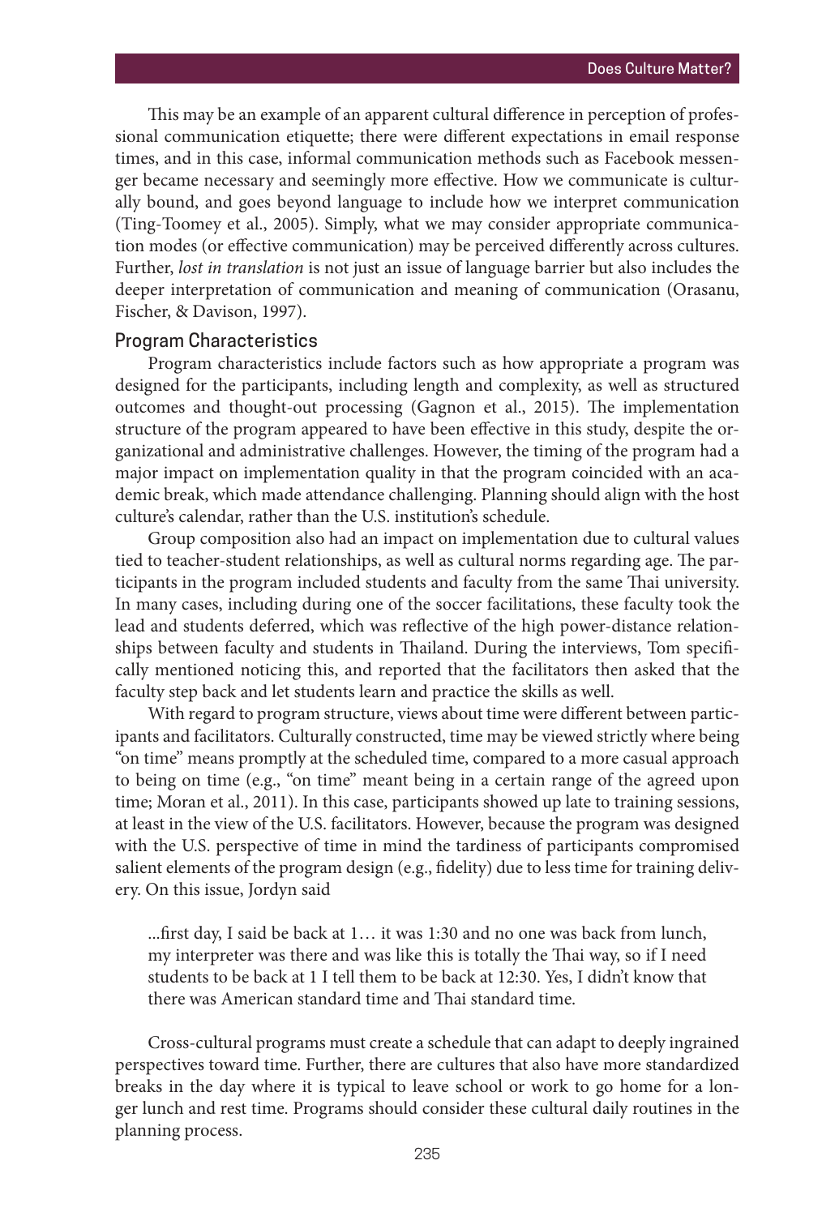This may be an example of an apparent cultural difference in perception of professional communication etiquette; there were different expectations in email response times, and in this case, informal communication methods such as Facebook messenger became necessary and seemingly more effective. How we communicate is culturally bound, and goes beyond language to include how we interpret communication (Ting-Toomey et al., 2005). Simply, what we may consider appropriate communication modes (or effective communication) may be perceived differently across cultures. Further, *lost in translation* is not just an issue of language barrier but also includes the deeper interpretation of communication and meaning of communication (Orasanu, Fischer, & Davison, 1997).

### Program Characteristics

Program characteristics include factors such as how appropriate a program was designed for the participants, including length and complexity, as well as structured outcomes and thought-out processing (Gagnon et al., 2015). The implementation structure of the program appeared to have been effective in this study, despite the organizational and administrative challenges. However, the timing of the program had a major impact on implementation quality in that the program coincided with an academic break, which made attendance challenging. Planning should align with the host culture's calendar, rather than the U.S. institution's schedule.

Group composition also had an impact on implementation due to cultural values tied to teacher-student relationships, as well as cultural norms regarding age. The participants in the program included students and faculty from the same Thai university. In many cases, including during one of the soccer facilitations, these faculty took the lead and students deferred, which was reflective of the high power-distance relationships between faculty and students in Thailand. During the interviews, Tom specifically mentioned noticing this, and reported that the facilitators then asked that the faculty step back and let students learn and practice the skills as well.

With regard to program structure, views about time were different between participants and facilitators. Culturally constructed, time may be viewed strictly where being "on time" means promptly at the scheduled time, compared to a more casual approach to being on time (e.g., "on time" meant being in a certain range of the agreed upon time; Moran et al., 2011). In this case, participants showed up late to training sessions, at least in the view of the U.S. facilitators. However, because the program was designed with the U.S. perspective of time in mind the tardiness of participants compromised salient elements of the program design (e.g., fidelity) due to less time for training delivery. On this issue, Jordyn said

> ...first day, I said be back at 1… it was 1:30 and no one was back from lunch, my interpreter was there and was like this is totally the Thai way, so if I need students to be back at 1 I tell them to be back at 12:30. Yes, I didn't know that there was American standard time and Thai standard time.

Cross-cultural programs must create a schedule that can adapt to deeply ingrained perspectives toward time. Further, there are cultures that also have more standardized breaks in the day where it is typical to leave school or work to go home for a longer lunch and rest time. Programs should consider these cultural daily routines in the planning process.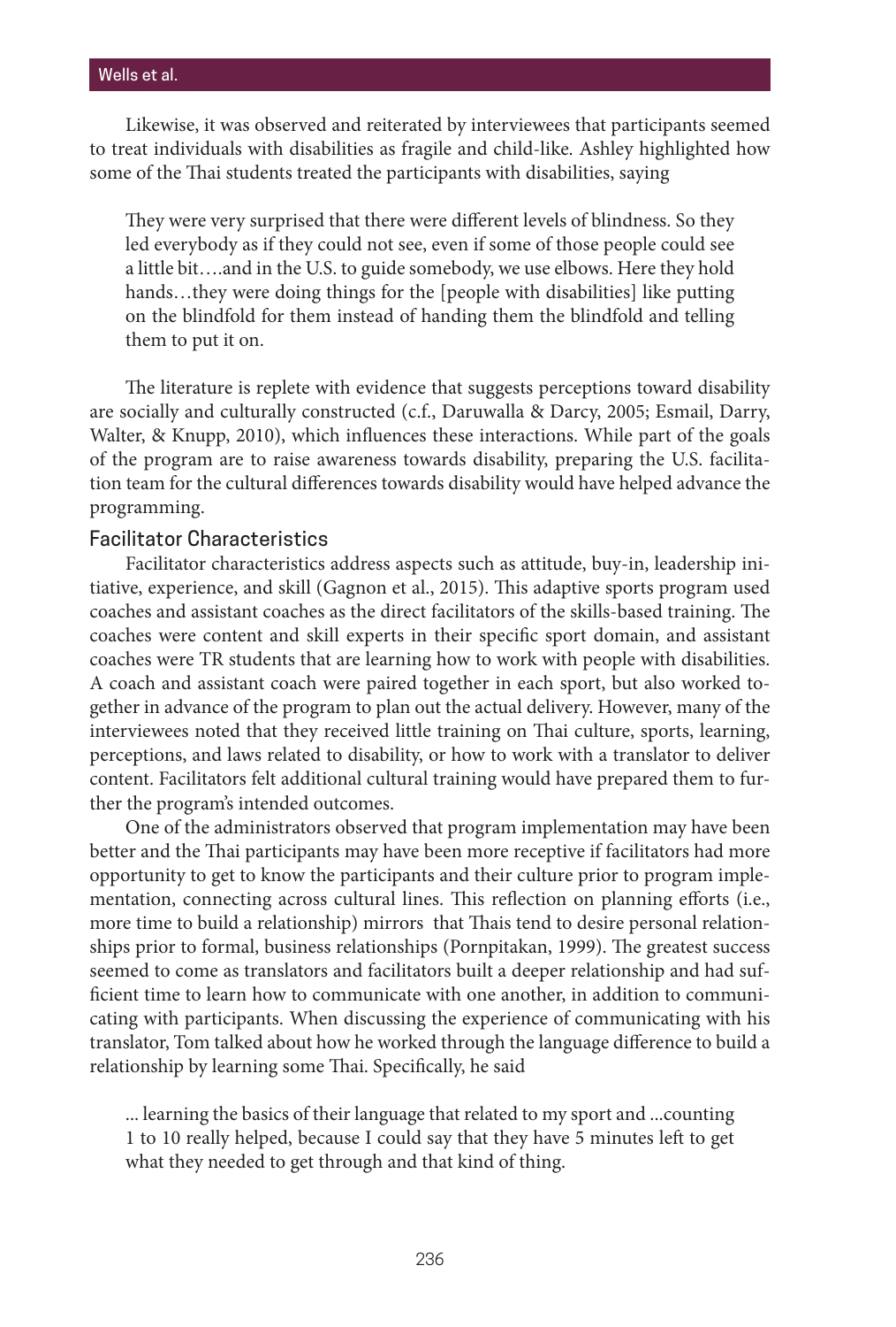Likewise, it was observed and reiterated by interviewees that participants seemed to treat individuals with disabilities as fragile and child-like. Ashley highlighted how some of the Thai students treated the participants with disabilities, saying

> They were very surprised that there were different levels of blindness. So they led everybody as if they could not see, even if some of those people could see a little bit….and in the U.S. to guide somebody, we use elbows. Here they hold hands…they were doing things for the [people with disabilities] like putting on the blindfold for them instead of handing them the blindfold and telling them to put it on.

The literature is replete with evidence that suggests perceptions toward disability are socially and culturally constructed (c.f., Daruwalla & Darcy, 2005; Esmail, Darry, Walter, & Knupp, 2010), which influences these interactions. While part of the goals of the program are to raise awareness towards disability, preparing the U.S. facilitation team for the cultural differences towards disability would have helped advance the programming.

### Facilitator Characteristics

Facilitator characteristics address aspects such as attitude, buy-in, leadership initiative, experience, and skill (Gagnon et al., 2015). This adaptive sports program used coaches and assistant coaches as the direct facilitators of the skills-based training. The coaches were content and skill experts in their specific sport domain, and assistant coaches were TR students that are learning how to work with people with disabilities. A coach and assistant coach were paired together in each sport, but also worked together in advance of the program to plan out the actual delivery. However, many of the interviewees noted that they received little training on Thai culture, sports, learning, perceptions, and laws related to disability, or how to work with a translator to deliver content. Facilitators felt additional cultural training would have prepared them to further the program's intended outcomes.

One of the administrators observed that program implementation may have been better and the Thai participants may have been more receptive if facilitators had more opportunity to get to know the participants and their culture prior to program implementation, connecting across cultural lines. This reflection on planning efforts (i.e., more time to build a relationship) mirrors that Thais tend to desire personal relationships prior to formal, business relationships (Pornpitakan, 1999). The greatest success seemed to come as translators and facilitators built a deeper relationship and had sufficient time to learn how to communicate with one another, in addition to communicating with participants. When discussing the experience of communicating with his translator, Tom talked about how he worked through the language difference to build a relationship by learning some Thai. Specifically, he said

> ... learning the basics of their language that related to my sport and ...counting 1 to 10 really helped, because I could say that they have 5 minutes left to get what they needed to get through and that kind of thing.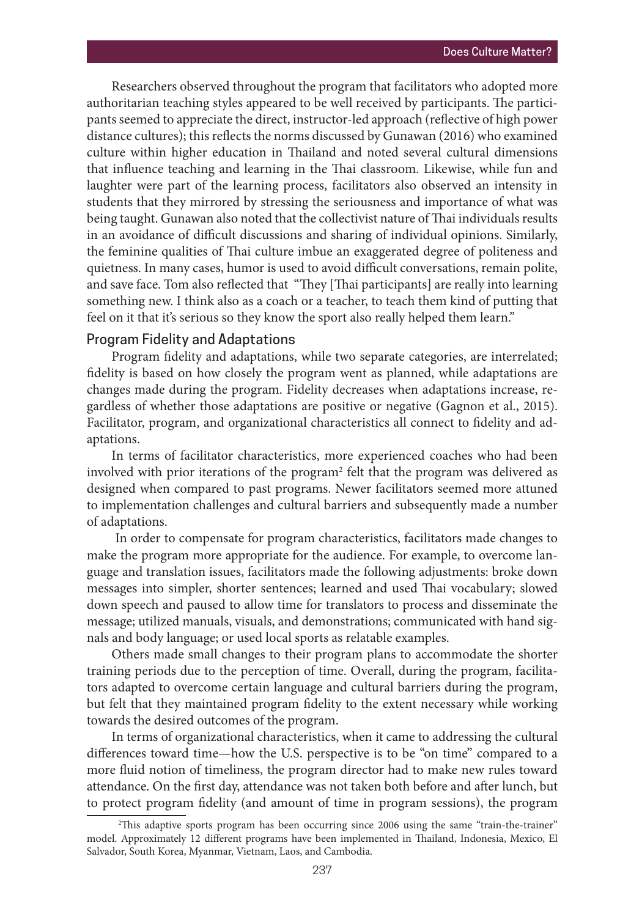Researchers observed throughout the program that facilitators who adopted more authoritarian teaching styles appeared to be well received by participants. The participants seemed to appreciate the direct, instructor-led approach (reflective of high power distance cultures); this reflects the norms discussed by Gunawan (2016) who examined culture within higher education in Thailand and noted several cultural dimensions that influence teaching and learning in the Thai classroom. Likewise, while fun and laughter were part of the learning process, facilitators also observed an intensity in students that they mirrored by stressing the seriousness and importance of what was being taught. Gunawan also noted that the collectivist nature of Thai individuals results in an avoidance of difficult discussions and sharing of individual opinions. Similarly, the feminine qualities of Thai culture imbue an exaggerated degree of politeness and quietness. In many cases, humor is used to avoid difficult conversations, remain polite, and save face. Tom also reflected that "They [Thai participants] are really into learning something new. I think also as a coach or a teacher, to teach them kind of putting that feel on it that it's serious so they know the sport also really helped them learn."

## Program Fidelity and Adaptations

Program fidelity and adaptations, while two separate categories, are interrelated; fidelity is based on how closely the program went as planned, while adaptations are changes made during the program. Fidelity decreases when adaptations increase, regardless of whether those adaptations are positive or negative (Gagnon et al., 2015). Facilitator, program, and organizational characteristics all connect to fidelity and adaptations.

In terms of facilitator characteristics, more experienced coaches who had been involved with prior iterations of the program[2] felt that the program was delivered as designed when compared to past programs. Newer facilitators seemed more attuned to implementation challenges and cultural barriers and subsequently made a number of adaptations.

In order to compensate for program characteristics, facilitators made changes to make the program more appropriate for the audience. For example, to overcome language and translation issues, facilitators made the following adjustments: broke down messages into simpler, shorter sentences; learned and used Thai vocabulary; slowed down speech and paused to allow time for translators to process and disseminate the message; utilized manuals, visuals, and demonstrations; communicated with hand signals and body language; or used local sports as relatable examples.

Others made small changes to their program plans to accommodate the shorter training periods due to the perception of time. Overall, during the program, facilitators adapted to overcome certain language and cultural barriers during the program, but felt that they maintained program fidelity to the extent necessary while working towards the desired outcomes of the program.

In terms of organizational characteristics, when it came to addressing the cultural differences toward time—how the U.S. perspective is to be "on time" compared to a more fluid notion of timeliness, the program director had to make new rules toward attendance. On the first day, attendance was not taken both before and after lunch, but to protect program fidelity (and amount of time in program sessions), the program

---

[2] This adaptive sports program has been occurring since 2006 using the same "train-the-trainer" model. Approximately 12 different programs have been implemented in Thailand, Indonesia, Mexico, El Salvador, South Korea, Myanmar, Vietnam, Laos, and Cambodia.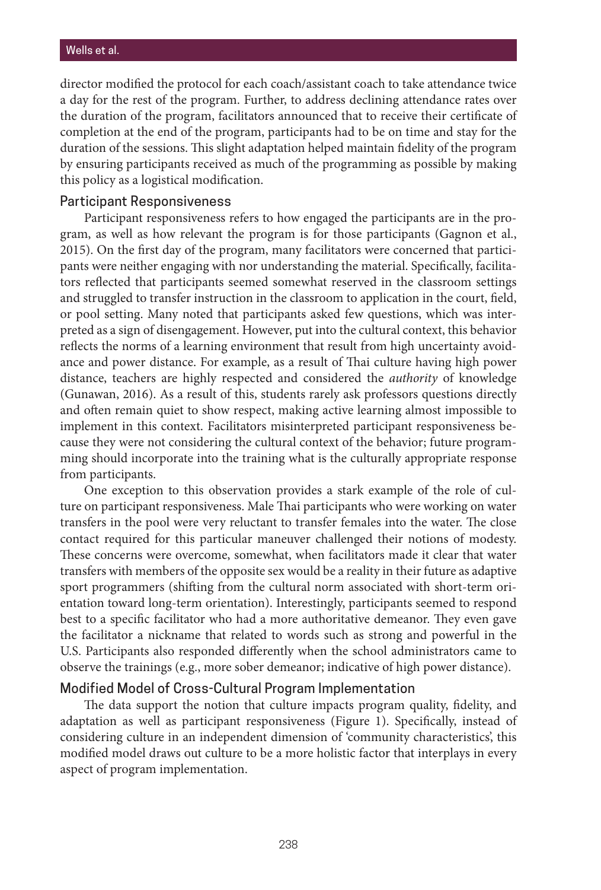director modified the protocol for each coach/assistant coach to take attendance twice a day for the rest of the program. Further, to address declining attendance rates over the duration of the program, facilitators announced that to receive their certificate of completion at the end of the program, participants had to be on time and stay for the duration of the sessions. This slight adaptation helped maintain fidelity of the program by ensuring participants received as much of the programming as possible by making this policy as a logistical modification.

### Participant Responsiveness

Participant responsiveness refers to how engaged the participants are in the program, as well as how relevant the program is for those participants (Gagnon et al., 2015). On the first day of the program, many facilitators were concerned that participants were neither engaging with nor understanding the material. Specifically, facilitators reflected that participants seemed somewhat reserved in the classroom settings and struggled to transfer instruction in the classroom to application in the court, field, or pool setting. Many noted that participants asked few questions, which was interpreted as a sign of disengagement. However, put into the cultural context, this behavior reflects the norms of a learning environment that result from high uncertainty avoidance and power distance. For example, as a result of Thai culture having high power distance, teachers are highly respected and considered the *authority* of knowledge (Gunawan, 2016). As a result of this, students rarely ask professors questions directly and often remain quiet to show respect, making active learning almost impossible to implement in this context. Facilitators misinterpreted participant responsiveness because they were not considering the cultural context of the behavior; future programming should incorporate into the training what is the culturally appropriate response from participants.

One exception to this observation provides a stark example of the role of culture on participant responsiveness. Male Thai participants who were working on water transfers in the pool were very reluctant to transfer females into the water. The close contact required for this particular maneuver challenged their notions of modesty. These concerns were overcome, somewhat, when facilitators made it clear that water transfers with members of the opposite sex would be a reality in their future as adaptive sport programmers (shifting from the cultural norm associated with short-term orientation toward long-term orientation). Interestingly, participants seemed to respond best to a specific facilitator who had a more authoritative demeanor. They even gave the facilitator a nickname that related to words such as strong and powerful in the U.S. Participants also responded differently when the school administrators came to observe the trainings (e.g., more sober demeanor; indicative of high power distance).

### Modified Model of Cross-Cultural Program Implementation

The data support the notion that culture impacts program quality, fidelity, and adaptation as well as participant responsiveness (Figure 1). Specifically, instead of considering culture in an independent dimension of 'community characteristics', this modified model draws out culture to be a more holistic factor that interplays in every aspect of program implementation.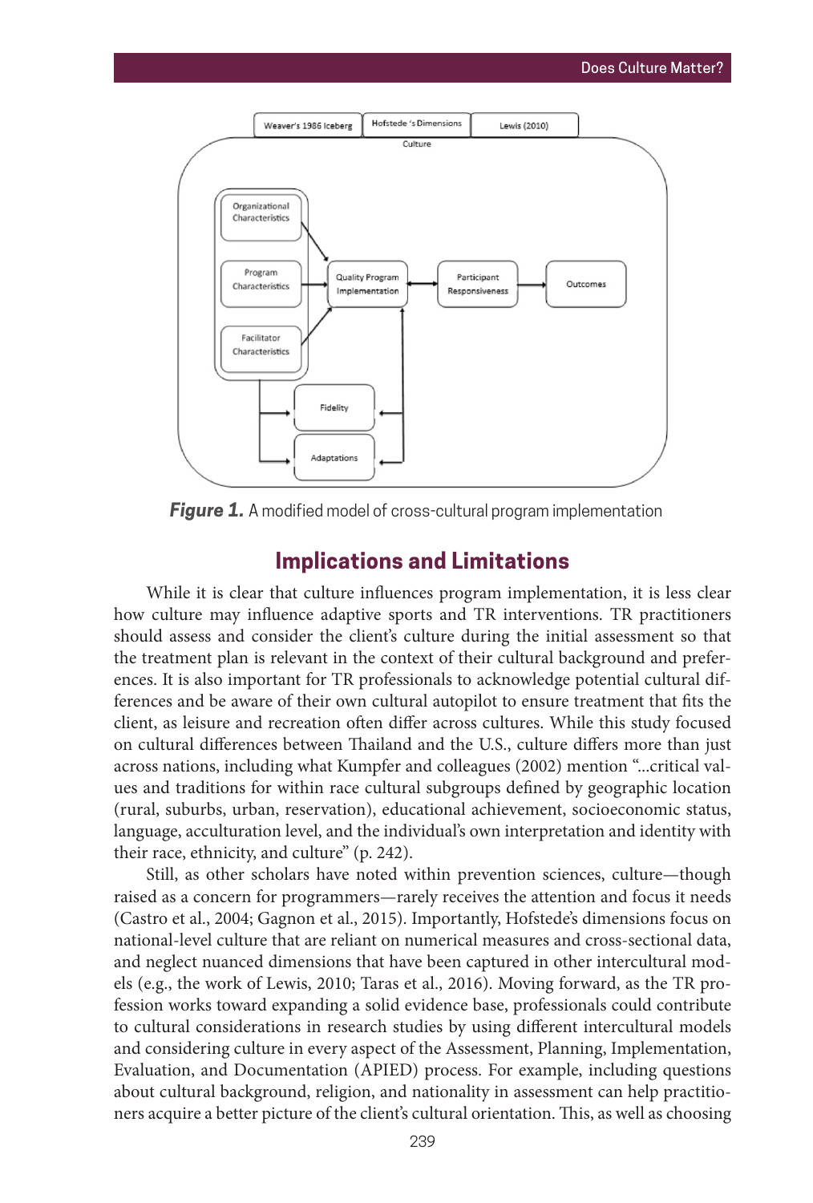*Figure 1.* A modified model of cross-cultural program implementation

## Implications and Limitations

While it is clear that culture influences program implementation, it is less clear how culture may influence adaptive sports and TR interventions. TR practitioners should assess and consider the client's culture during the initial assessment so that the treatment plan is relevant in the context of their cultural background and preferences. It is also important for TR professionals to acknowledge potential cultural differences and be aware of their own cultural autopilot to ensure treatment that fits the client, as leisure and recreation often differ across cultures. While this study focused on cultural differences between Thailand and the U.S., culture differs more than just across nations, including what Kumpfer and colleagues (2002) mention "...critical values and traditions for within race cultural subgroups defined by geographic location (rural, suburbs, urban, reservation), educational achievement, socioeconomic status, language, acculturation level, and the individual's own interpretation and identity with their race, ethnicity, and culture" (p. 242).

Still, as other scholars have noted within prevention sciences, culture—though raised as a concern for programmers—rarely receives the attention and focus it needs (Castro et al., 2004; Gagnon et al., 2015). Importantly, Hofstede's dimensions focus on national-level culture that are reliant on numerical measures and cross-sectional data, and neglect nuanced dimensions that have been captured in other intercultural models (e.g., the work of Lewis, 2010; Taras et al., 2016). Moving forward, as the TR profession works toward expanding a solid evidence base, professionals could contribute to cultural considerations in research studies by using different intercultural models and considering culture in every aspect of the Assessment, Planning, Implementation, Evaluation, and Documentation (APIED) process. For example, including questions about cultural background, religion, and nationality in assessment can help practitioners acquire a better picture of the client's cultural orientation. This, as well as choosing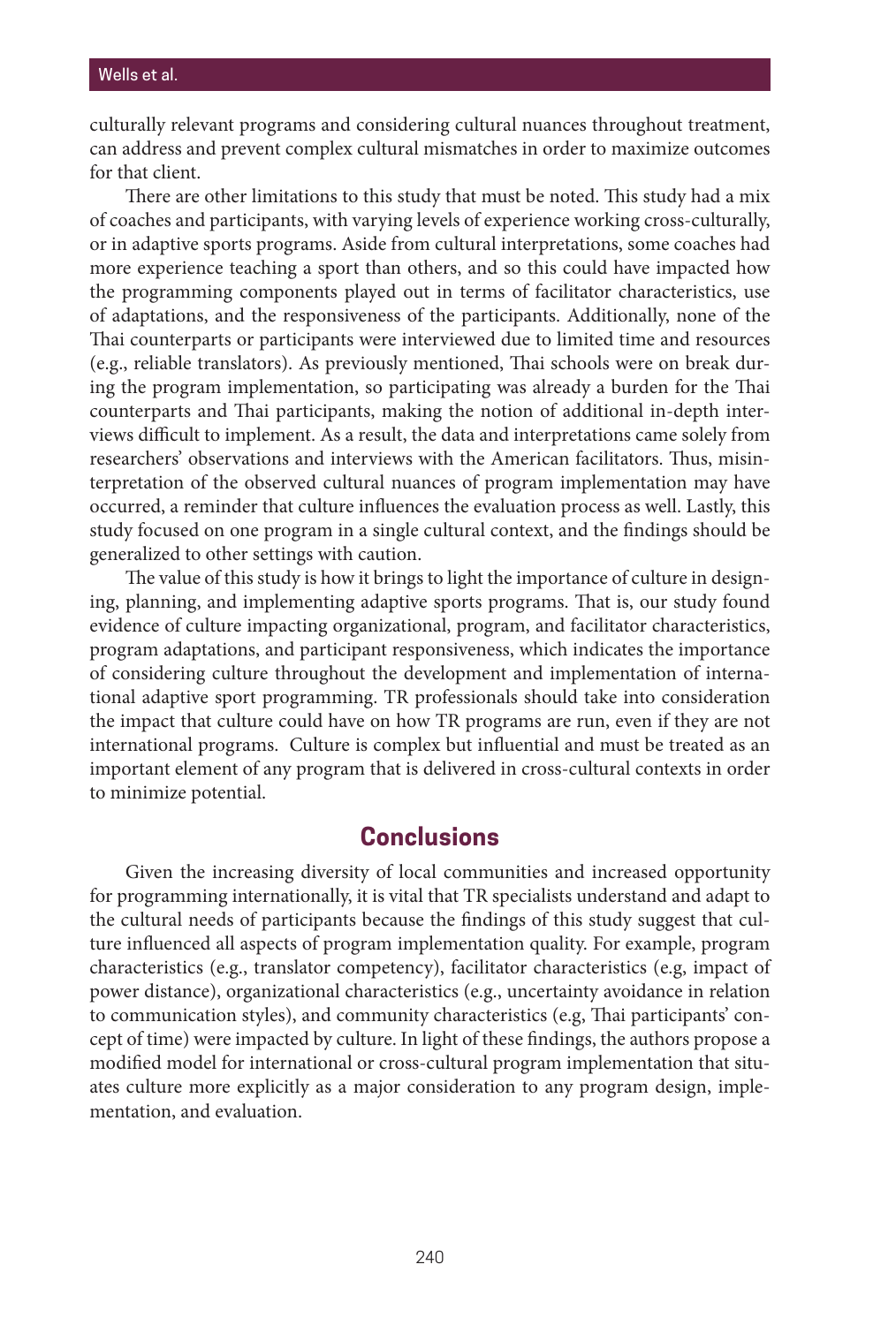culturally relevant programs and considering cultural nuances throughout treatment, can address and prevent complex cultural mismatches in order to maximize outcomes for that client.

There are other limitations to this study that must be noted. This study had a mix of coaches and participants, with varying levels of experience working cross-culturally, or in adaptive sports programs. Aside from cultural interpretations, some coaches had more experience teaching a sport than others, and so this could have impacted how the programming components played out in terms of facilitator characteristics, use of adaptations, and the responsiveness of the participants. Additionally, none of the Thai counterparts or participants were interviewed due to limited time and resources (e.g., reliable translators). As previously mentioned, Thai schools were on break during the program implementation, so participating was already a burden for the Thai counterparts and Thai participants, making the notion of additional in-depth interviews difficult to implement. As a result, the data and interpretations came solely from researchers' observations and interviews with the American facilitators. Thus, misinterpretation of the observed cultural nuances of program implementation may have occurred, a reminder that culture influences the evaluation process as well. Lastly, this study focused on one program in a single cultural context, and the findings should be generalized to other settings with caution.

The value of this study is how it brings to light the importance of culture in designing, planning, and implementing adaptive sports programs. That is, our study found evidence of culture impacting organizational, program, and facilitator characteristics, program adaptations, and participant responsiveness, which indicates the importance of considering culture throughout the development and implementation of international adaptive sport programming. TR professionals should take into consideration the impact that culture could have on how TR programs are run, even if they are not international programs. Culture is complex but influential and must be treated as an important element of any program that is delivered in cross-cultural contexts in order to minimize potential.

## Conclusions

Given the increasing diversity of local communities and increased opportunity for programming internationally, it is vital that TR specialists understand and adapt to the cultural needs of participants because the findings of this study suggest that culture influenced all aspects of program implementation quality. For example, program characteristics (e.g., translator competency), facilitator characteristics (e.g, impact of power distance), organizational characteristics (e.g., uncertainty avoidance in relation to communication styles), and community characteristics (e.g, Thai participants' concept of time) were impacted by culture. In light of these findings, the authors propose a modified model for international or cross-cultural program implementation that situates culture more explicitly as a major consideration to any program design, implementation, and evaluation.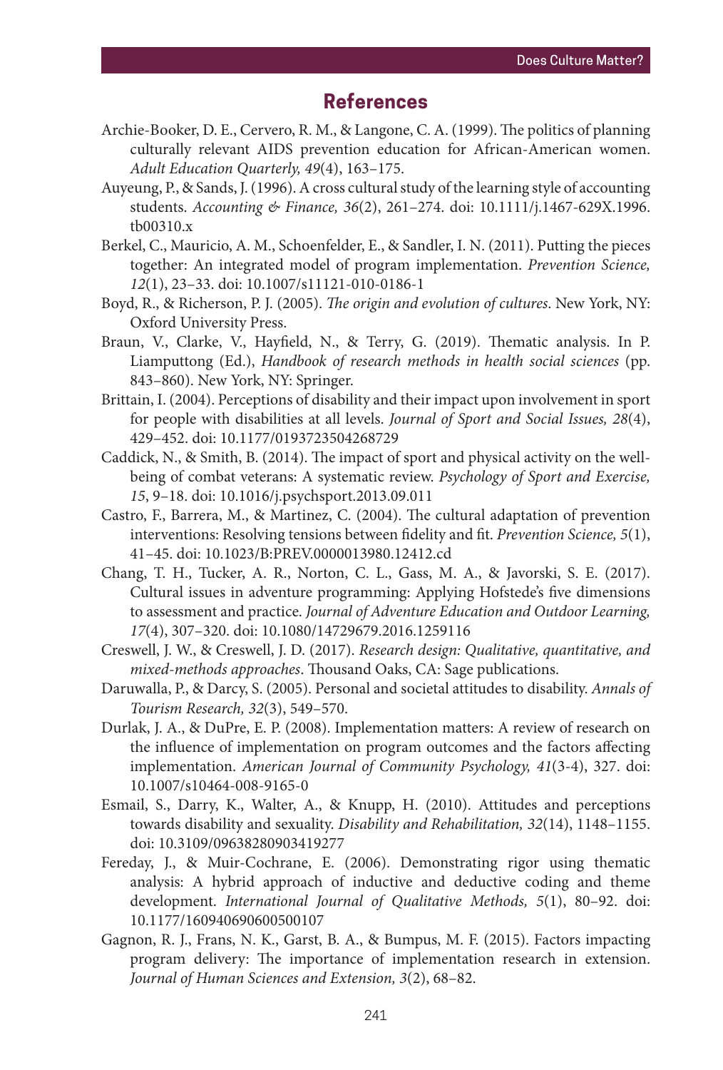## References

Archie-Booker, D. E., Cervero, R. M., & Langone, C. A. (1999). The politics of planning culturally relevant AIDS prevention education for African-American women. *Adult Education Quarterly, 49*(4), 163–175.

Auyeung, P., & Sands, J. (1996). A cross cultural study of the learning style of accounting students. *Accounting & Finance, 36*(2), 261–274. doi: 10.1111/j.1467-629X.1996.tb00310.x

Berkel, C., Mauricio, A. M., Schoenfelder, E., & Sandler, I. N. (2011). Putting the pieces together: An integrated model of program implementation. *Prevention Science, 12*(1), 23–33. doi: 10.1007/s11121-010-0186-1

Boyd, R., & Richerson, P. J. (2005). *The origin and evolution of cultures*. New York, NY: Oxford University Press.

Braun, V., Clarke, V., Hayfield, N., & Terry, G. (2019). Thematic analysis. In P. Liamputtong (Ed.), *Handbook of research methods in health social sciences* (pp. 843–860). New York, NY: Springer.

Brittain, I. (2004). Perceptions of disability and their impact upon involvement in sport for people with disabilities at all levels. *Journal of Sport and Social Issues, 28*(4), 429–452. doi: 10.1177/0193723504268729

Caddick, N., & Smith, B. (2014). The impact of sport and physical activity on the well-being of combat veterans: A systematic review. *Psychology of Sport and Exercise, 15*, 9–18. doi: 10.1016/j.psychsport.2013.09.011

Castro, F., Barrera, M., & Martinez, C. (2004). The cultural adaptation of prevention interventions: Resolving tensions between fidelity and fit. *Prevention Science, 5*(1), 41–45. doi: 10.1023/B:PREV.0000013980.12412.cd

Chang, T. H., Tucker, A. R., Norton, C. L., Gass, M. A., & Javorski, S. E. (2017). Cultural issues in adventure programming: Applying Hofstede's five dimensions to assessment and practice. *Journal of Adventure Education and Outdoor Learning, 17*(4), 307–320. doi: 10.1080/14729679.2016.1259116

Creswell, J. W., & Creswell, J. D. (2017). *Research design: Qualitative, quantitative, and mixed-methods approaches*. Thousand Oaks, CA: Sage publications.

Daruwalla, P., & Darcy, S. (2005). Personal and societal attitudes to disability. *Annals of Tourism Research, 32*(3), 549–570.

Durlak, J. A., & DuPre, E. P. (2008). Implementation matters: A review of research on the influence of implementation on program outcomes and the factors affecting implementation. *American Journal of Community Psychology, 41*(3-4), 327. doi: 10.1007/s10464-008-9165-0

Esmail, S., Darry, K., Walter, A., & Knupp, H. (2010). Attitudes and perceptions towards disability and sexuality. *Disability and Rehabilitation, 32*(14), 1148–1155. doi: 10.3109/09638280903419277

Fereday, J., & Muir-Cochrane, E. (2006). Demonstrating rigor using thematic analysis: A hybrid approach of inductive and deductive coding and theme development. *International Journal of Qualitative Methods, 5*(1), 80–92. doi: 10.1177/160940690600500107

Gagnon, R. J., Frans, N. K., Garst, B. A., & Bumpus, M. F. (2015). Factors impacting program delivery: The importance of implementation research in extension. *Journal of Human Sciences and Extension, 3*(2), 68–82.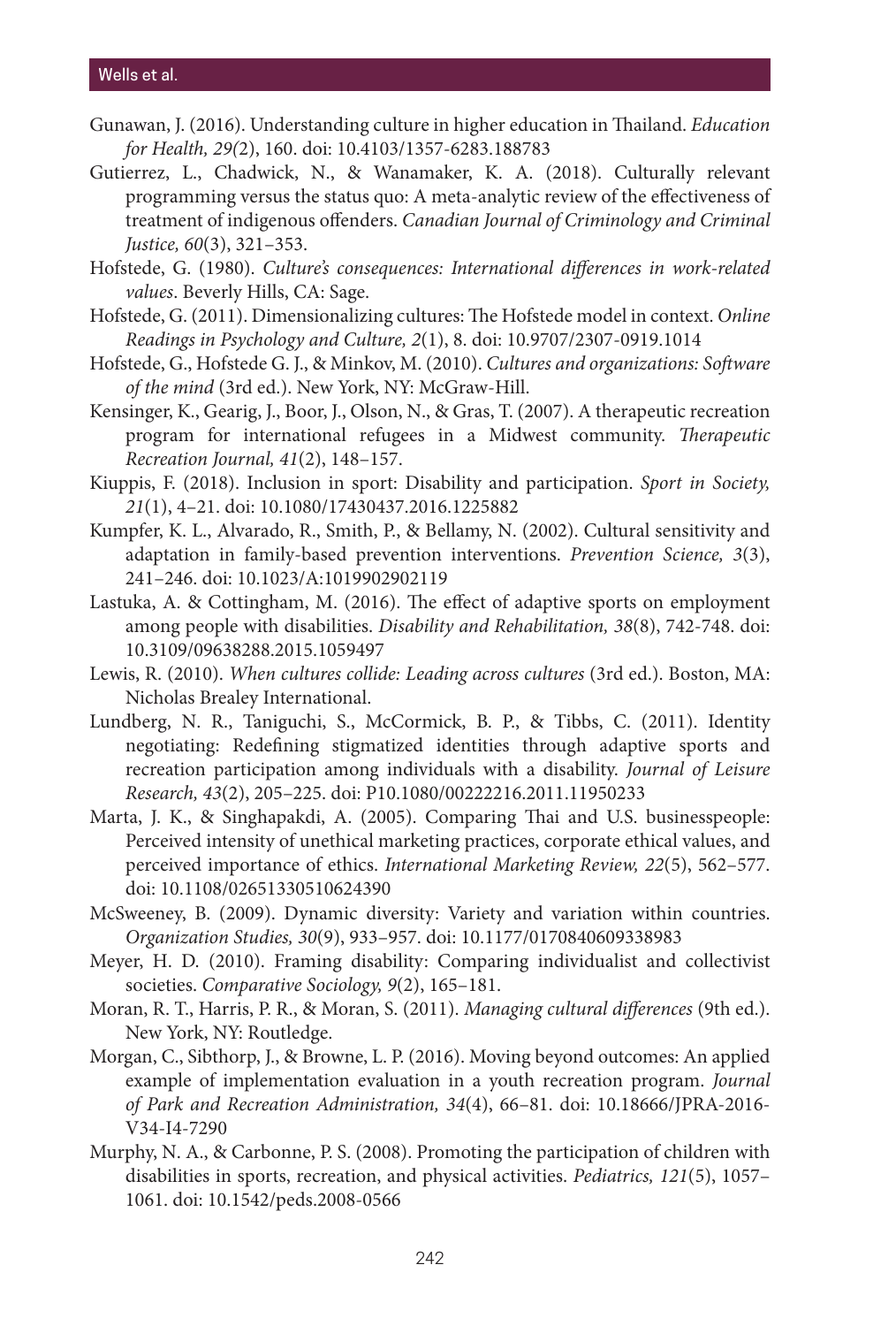Gunawan, J. (2016). Understanding culture in higher education in Thailand. *Education for Health, 29(*2), 160. doi: 10.4103/1357-6283.188783

Gutierrez, L., Chadwick, N., & Wanamaker, K. A. (2018). Culturally relevant programming versus the status quo: A meta-analytic review of the effectiveness of treatment of indigenous offenders. *Canadian Journal of Criminology and Criminal Justice, 60*(3), 321–353.

Hofstede, G. (1980). *Culture's consequences: International differences in work-related values*. Beverly Hills, CA: Sage.

Hofstede, G. (2011). Dimensionalizing cultures: The Hofstede model in context. *Online Readings in Psychology and Culture, 2*(1), 8. doi: 10.9707/2307-0919.1014

Hofstede, G., Hofstede G. J., & Minkov, M. (2010). *Cultures and organizations: Software of the mind* (3rd ed.). New York, NY: McGraw-Hill.

Kensinger, K., Gearig, J., Boor, J., Olson, N., & Gras, T. (2007). A therapeutic recreation program for international refugees in a Midwest community. *Therapeutic Recreation Journal, 41*(2), 148–157.

Kiuppis, F. (2018). Inclusion in sport: Disability and participation. *Sport in Society, 21*(1), 4–21. doi: 10.1080/17430437.2016.1225882

Kumpfer, K. L., Alvarado, R., Smith, P., & Bellamy, N. (2002). Cultural sensitivity and adaptation in family-based prevention interventions. *Prevention Science, 3*(3), 241–246. doi: 10.1023/A:1019902902119

Lastuka, A. & Cottingham, M. (2016). The effect of adaptive sports on employment among people with disabilities. *Disability and Rehabilitation, 38*(8), 742-748. doi: 10.3109/09638288.2015.1059497

Lewis, R. (2010). *When cultures collide: Leading across cultures* (3rd ed.). Boston, MA: Nicholas Brealey International.

Lundberg, N. R., Taniguchi, S., McCormick, B. P., & Tibbs, C. (2011). Identity negotiating: Redefining stigmatized identities through adaptive sports and recreation participation among individuals with a disability. *Journal of Leisure Research, 43*(2), 205–225. doi: P10.1080/00222216.2011.11950233

Marta, J. K., & Singhapakdi, A. (2005). Comparing Thai and U.S. businesspeople: Perceived intensity of unethical marketing practices, corporate ethical values, and perceived importance of ethics. *International Marketing Review, 22*(5), 562–577. doi: 10.1108/02651330510624390

McSweeney, B. (2009). Dynamic diversity: Variety and variation within countries. *Organization Studies, 30*(9), 933–957. doi: 10.1177/0170840609338983

Meyer, H. D. (2010). Framing disability: Comparing individualist and collectivist societies. *Comparative Sociology, 9*(2), 165–181.

Moran, R. T., Harris, P. R., & Moran, S. (2011). *Managing cultural differences* (9th ed.). New York, NY: Routledge.

Morgan, C., Sibthorp, J., & Browne, L. P. (2016). Moving beyond outcomes: An applied example of implementation evaluation in a youth recreation program. *Journal of Park and Recreation Administration, 34*(4), 66–81. doi: 10.18666/JPRA-2016-V34-I4-7290

Murphy, N. A., & Carbonne, P. S. (2008). Promoting the participation of children with disabilities in sports, recreation, and physical activities. *Pediatrics, 121*(5), 1057–1061. doi: 10.1542/peds.2008-0566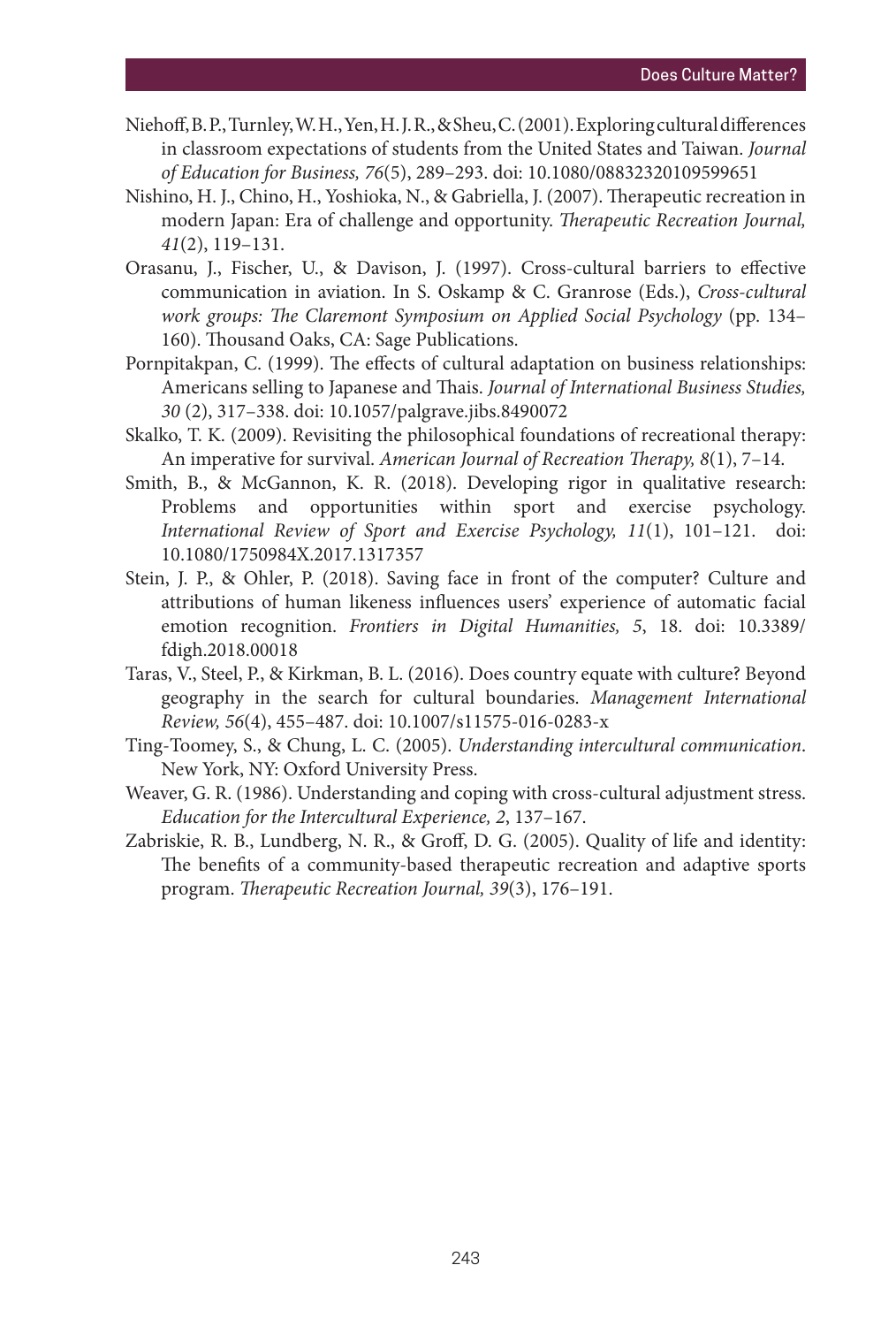Niehoff, B. P., Turnley, W. H., Yen, H. J. R., & Sheu, C. (2001). Exploring cultural differences in classroom expectations of students from the United States and Taiwan. *Journal of Education for Business, 76*(5), 289–293. doi: 10.1080/08832320109599651

Nishino, H. J., Chino, H., Yoshioka, N., & Gabriella, J. (2007). Therapeutic recreation in modern Japan: Era of challenge and opportunity. *Therapeutic Recreation Journal, 41*(2), 119–131.

Orasanu, J., Fischer, U., & Davison, J. (1997). Cross-cultural barriers to effective communication in aviation. In S. Oskamp & C. Granrose (Eds.), *Cross-cultural work groups: The Claremont Symposium on Applied Social Psychology* (pp. 134–160). Thousand Oaks, CA: Sage Publications.

Pornpitakpan, C. (1999). The effects of cultural adaptation on business relationships: Americans selling to Japanese and Thais. *Journal of International Business Studies, 30* (2), 317–338. doi: 10.1057/palgrave.jibs.8490072

Skalko, T. K. (2009). Revisiting the philosophical foundations of recreational therapy: An imperative for survival. *American Journal of Recreation Therapy, 8*(1), 7–14.

Smith, B., & McGannon, K. R. (2018). Developing rigor in qualitative research: Problems and opportunities within sport and exercise psychology. *International Review of Sport and Exercise Psychology, 11*(1), 101–121. doi: 10.1080/1750984X.2017.1317357

Stein, J. P., & Ohler, P. (2018). Saving face in front of the computer? Culture and attributions of human likeness influences users' experience of automatic facial emotion recognition. *Frontiers in Digital Humanities, 5*, 18. doi: 10.3389/fdigh.2018.00018

Taras, V., Steel, P., & Kirkman, B. L. (2016). Does country equate with culture? Beyond geography in the search for cultural boundaries. *Management International Review, 56*(4), 455–487. doi: 10.1007/s11575-016-0283-x

Ting-Toomey, S., & Chung, L. C. (2005). *Understanding intercultural communication*. New York, NY: Oxford University Press.

Weaver, G. R. (1986). Understanding and coping with cross-cultural adjustment stress. *Education for the Intercultural Experience, 2*, 137–167.

Zabriskie, R. B., Lundberg, N. R., & Groff, D. G. (2005). Quality of life and identity: The benefits of a community-based therapeutic recreation and adaptive sports program. *Therapeutic Recreation Journal, 39*(3), 176–191.